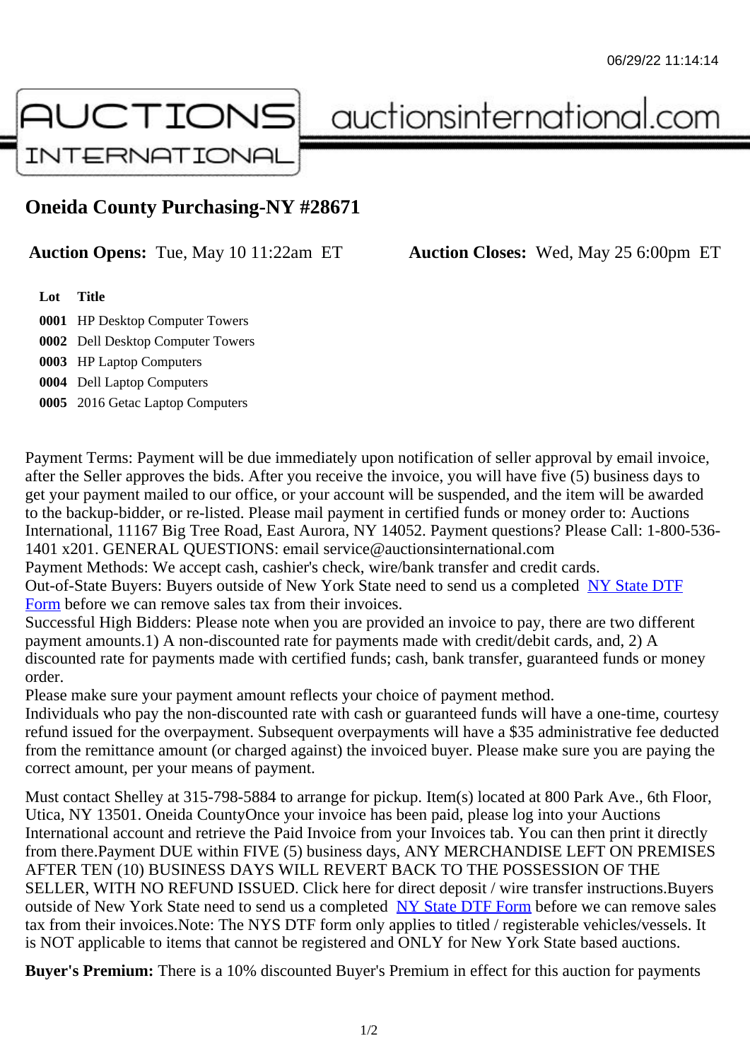06/29/22 11:14:14

AUCTIONS INTERNATIONAL auctionsinternational.com

# Oneida County Purchasing-NY #28671

**Auction Opens:** Tue, May 10 11:22am ET **Auction Closes:** Wed, May 25 6:00pm ET

| Lot | Title |
|---|---|
| 0001 | HP Desktop Computer Towers |
| 0002 | Dell Desktop Computer Towers |
| 0003 | HP Laptop Computers |
| 0004 | Dell Laptop Computers |
| 0005 | 2016 Getac Laptop Computers |

Payment Terms: Payment will be due immediately upon notification of seller approval by email invoice, after the Seller approves the bids. After you receive the invoice, you will have five (5) business days to get your payment mailed to our office, or your account will be suspended, and the item will be awarded to the backup-bidder, or re-listed. Please mail payment in certified funds or money order to: Auctions International, 11167 Big Tree Road, East Aurora, NY 14052. Payment questions? Please Call: 1-800-536-1401 x201. GENERAL QUESTIONS: email service@auctionsinternational.com
Payment Methods: We accept cash, cashier's check, wire/bank transfer and credit cards.
Out-of-State Buyers: Buyers outside of New York State need to send us a completed NY State DTF Form before we can remove sales tax from their invoices.
Successful High Bidders: Please note when you are provided an invoice to pay, there are two different payment amounts.1) A non-discounted rate for payments made with credit/debit cards, and, 2) A discounted rate for payments made with certified funds; cash, bank transfer, guaranteed funds or money order.
Please make sure your payment amount reflects your choice of payment method.
Individuals who pay the non-discounted rate with cash or guaranteed funds will have a one-time, courtesy refund issued for the overpayment. Subsequent overpayments will have a $35 administrative fee deducted from the remittance amount (or charged against) the invoiced buyer. Please make sure you are paying the correct amount, per your means of payment.

Must contact Shelley at 315-798-5884 to arrange for pickup. Item(s) located at 800 Park Ave., 6th Floor, Utica, NY 13501. Oneida CountyOnce your invoice has been paid, please log into your Auctions International account and retrieve the Paid Invoice from your Invoices tab. You can then print it directly from there.Payment DUE within FIVE (5) business days, ANY MERCHANDISE LEFT ON PREMISES AFTER TEN (10) BUSINESS DAYS WILL REVERT BACK TO THE POSSESSION OF THE SELLER, WITH NO REFUND ISSUED. Click here for direct deposit / wire transfer instructions.Buyers outside of New York State need to send us a completed NY State DTF Form before we can remove sales tax from their invoices.Note: The NYS DTF form only applies to titled / registerable vehicles/vessels. It is NOT applicable to items that cannot be registered and ONLY for New York State based auctions.

**Buyer's Premium:** There is a 10% discounted Buyer's Premium in effect for this auction for payments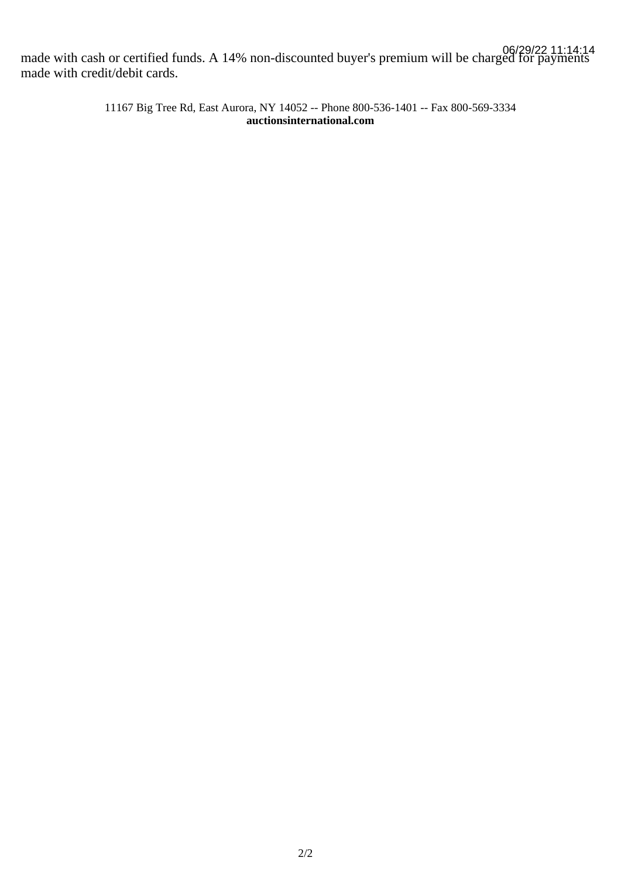made with cash or certified funds. A 14% non-discounted buyer's premium will be charged for payments made with credit/debit cards.

11167 Big Tree Rd, East Aurora, NY 14052 -- Phone 800-536-1401 -- Fax 800-569-3334
**auctionsinternational.com**